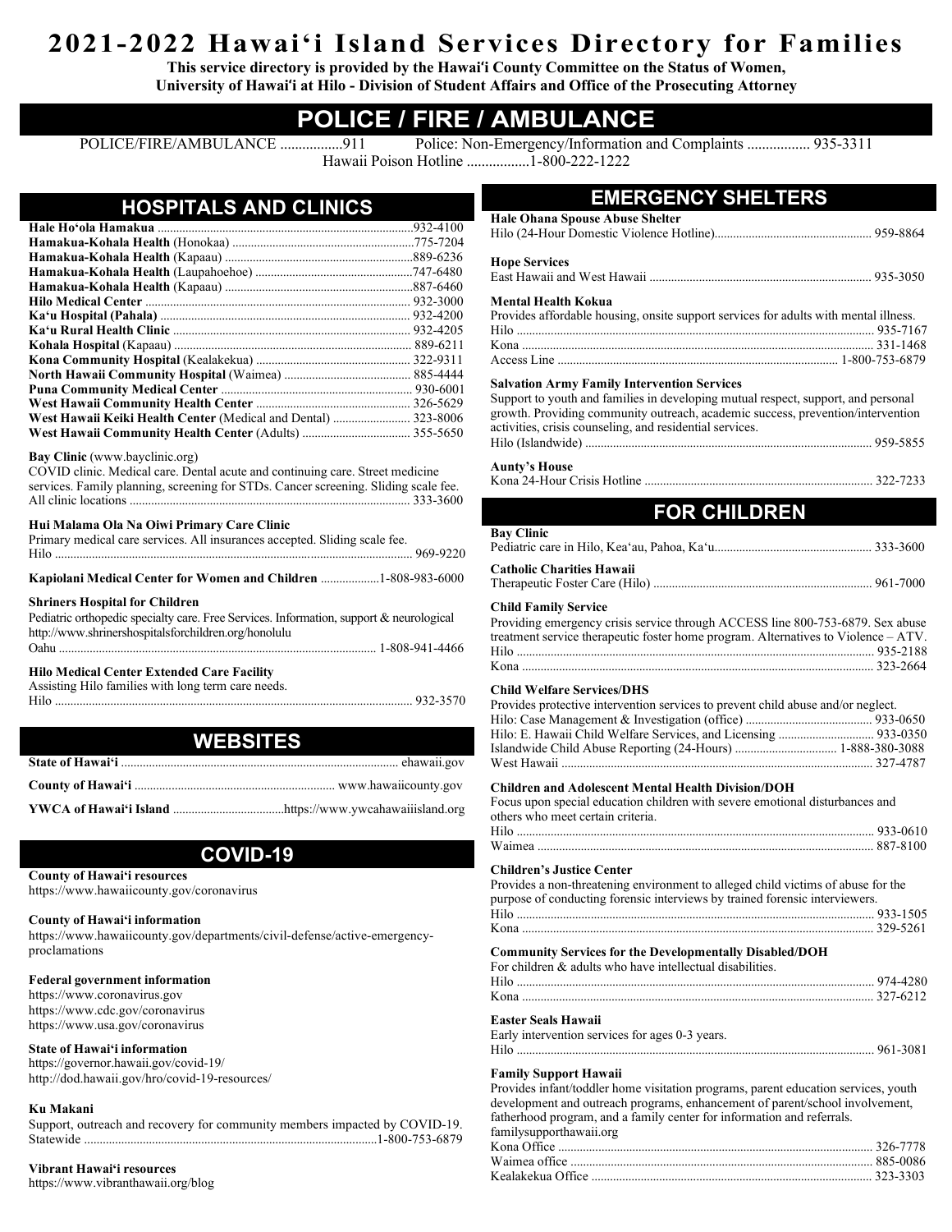# 2021-2022 Hawai'i Island Services Directory for Families

**This service directory is provided by the Hawai'i County Committee on the Status of Women, University of Hawai'i at Hilo - Division of Student Affairs and Office of the Prosecuting Attorney**

## POLICE / FIRE / AMBULANCE

POLICE/FIRE/AMBULANCE ................911 Police: Non-Emergency/Information and Complaints ................ 935-3311

Hawaii Poison Hotline ................1-800-222-1222

## HOSPITALS AND CLINICS

**Hale Ho'ola Hamakua** ........................................932-4100
**Hamakua-Kohala Health** (Honokaa) ........................................775-7204
**Hamakua-Kohala Health** (Kapaau) ........................................889-6236
**Hamakua-Kohala Health** (Laupahoehoe) ........................................747-6480
**Hamakua-Kohala Health** (Kapaau) ........................................887-6460
**Hilo Medical Center** ........................................932-3000
**Ka'u Hospital (Pahala)** ........................................932-4200
**Ka'u Rural Health Clinic** ........................................932-4205
**Kohala Hospital** (Kapaau) ........................................889-6211
**Kona Community Hospital** (Kealakekua) ........................................322-9311
**North Hawaii Community Hospital** (Waimea) ........................................885-4444
**Puna Community Medical Center** ........................................930-6001
**West Hawaii Community Health Center** ........................................326-5629
**West Hawaii Keiki Health Center** (Medical and Dental) ........................................323-8006
**West Hawaii Community Health Center** (Adults) ........................................355-5650

**Bay Clinic** (www.bayclinic.org)
COVID clinic. Medical care. Dental acute and continuing care. Street medicine services. Family planning, screening for STDs. Cancer screening. Sliding scale fee.
All clinic locations ........................................333-3600

**Hui Malama Ola Na Oiwi Primary Care Clinic**
Primary medical care services. All insurances accepted. Sliding scale fee.
Hilo ........................................969-9220

**Kapiolani Medical Center for Women and Children** ........................................1-808-983-6000

**Shriners Hospital for Children**
Pediatric orthopedic specialty care. Free Services. Information, support & neurological
http://www.shrinershospitalsforchildren.org/honolulu
Oahu ........................................1-808-941-4466

**Hilo Medical Center Extended Care Facility**
Assisting Hilo families with long term care needs.
Hilo ........................................932-3570

## WEBSITES

**State of Hawai'i** ........................................ehawaii.gov

**County of Hawai'i** ........................................www.hawaiicounty.gov

**YWCA of Hawai'i Island** ........................................https://www.ywcahawaiiisland.org

## COVID-19

**County of Hawai'i resources**
https://www.hawaiicounty.gov/coronavirus

**County of Hawai'i information**
https://www.hawaiicounty.gov/departments/civil-defense/active-emergency-proclamations

**Federal government information**
https://www.coronavirus.gov
https://www.cdc.gov/coronavirus
https://www.usa.gov/coronavirus

**State of Hawai'i information**
https://governor.hawaii.gov/covid-19/
http://dod.hawaii.gov/hro/covid-19-resources/

**Ku Makani**
Support, outreach and recovery for community members impacted by COVID-19.
Statewide ........................................1-800-753-6879

**Vibrant Hawai'i resources**
https://www.vibranthawaii.org/blog

## EMERGENCY SHELTERS

**Hale Ohana Spouse Abuse Shelter**
Hilo (24-Hour Domestic Violence Hotline) ........................................959-8864

**Hope Services**
East Hawaii and West Hawaii ........................................935-3050

**Mental Health Kokua**
Provides affordable housing, onsite support services for adults with mental illness.
Hilo ........................................935-7167
Kona ........................................331-1468
Access Line ........................................1-800-753-6879

**Salvation Army Family Intervention Services**
Support to youth and families in developing mutual respect, support, and personal growth. Providing community outreach, academic success, prevention/intervention activities, crisis counseling, and residential services.
Hilo (Islandwide) ........................................959-5855

**Aunty's House**
Kona 24-Hour Crisis Hotline ........................................322-7233

## FOR CHILDREN

**Bay Clinic**
Pediatric care in Hilo, Kea'au, Pahoa, Ka'u ........................................333-3600

**Catholic Charities Hawaii**
Therapeutic Foster Care (Hilo) ........................................961-7000

**Child Family Service**
Providing emergency crisis service through ACCESS line 800-753-6879. Sex abuse treatment service therapeutic foster home program. Alternatives to Violence – ATV.
Hilo ........................................935-2188
Kona ........................................323-2664

**Child Welfare Services/DHS**
Provides protective intervention services to prevent child abuse and/or neglect.
Hilo: Case Management & Investigation (office) ........................................933-0650
Hilo: E. Hawaii Child Welfare Services, and Licensing ........................................933-0350
Islandwide Child Abuse Reporting (24-Hours) ........................................1-888-380-3088
West Hawaii ........................................327-4787

**Children and Adolescent Mental Health Division/DOH**
Focus upon special education children with severe emotional disturbances and others who meet certain criteria.
Hilo ........................................933-0610
Waimea ........................................887-8100

**Children's Justice Center**
Provides a non-threatening environment to alleged child victims of abuse for the purpose of conducting forensic interviews by trained forensic interviewers.
Hilo ........................................933-1505
Kona ........................................329-5261

**Community Services for the Developmentally Disabled/DOH**
For children & adults who have intellectual disabilities.
Hilo ........................................974-4280
Kona ........................................327-6212

**Easter Seals Hawaii**
Early intervention services for ages 0-3 years.
Hilo ........................................961-3081

**Family Support Hawaii**
Provides infant/toddler home visitation programs, parent education services, youth development and outreach programs, enhancement of parent/school involvement, fatherhood program, and a family center for information and referrals.
familysupporthawaii.org
Kona Office ........................................326-7778
Waimea office ........................................885-0086
Kealakekua Office ........................................323-3303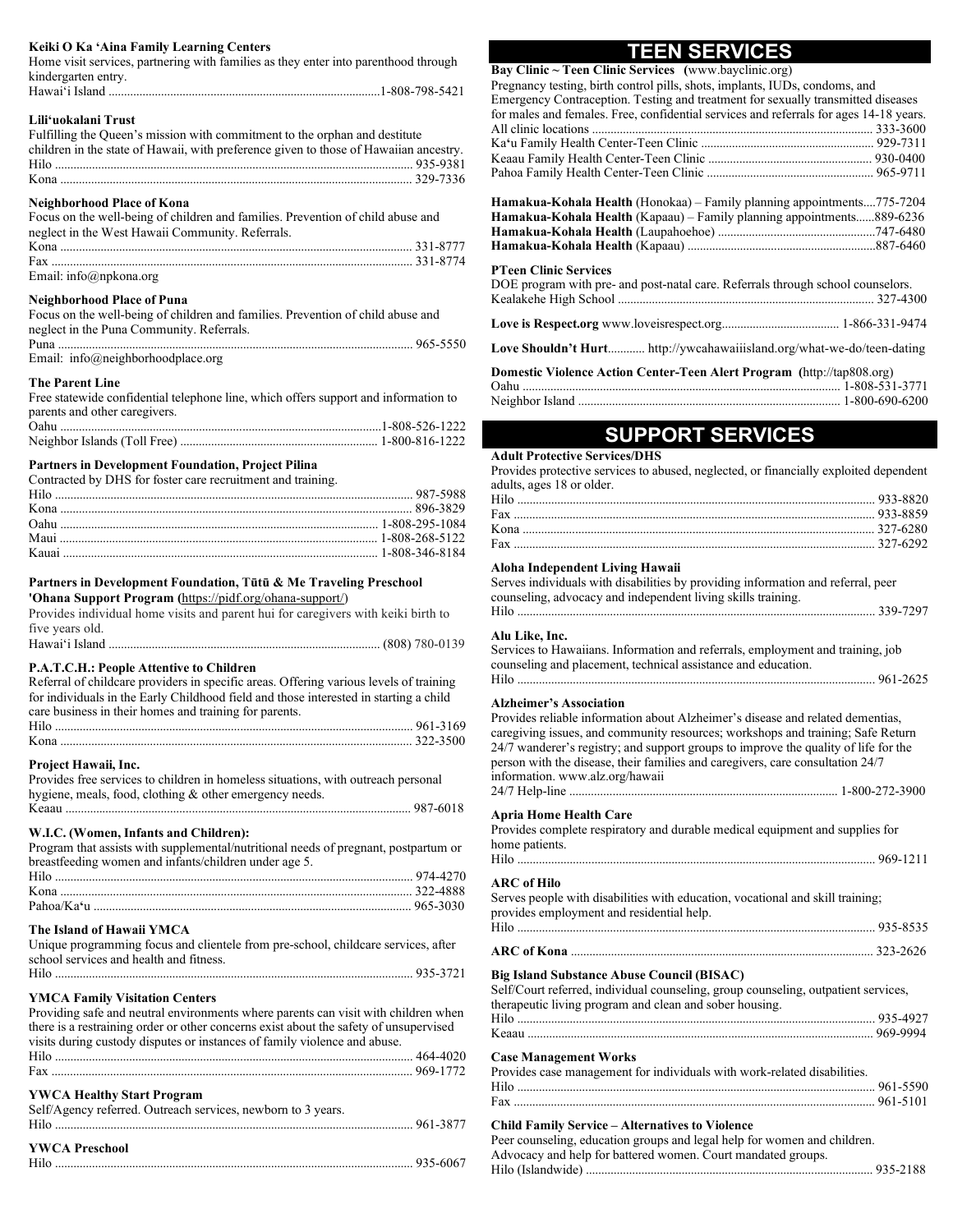**Keiki O Ka ʻAina Family Learning Centers**
Home visit services, partnering with families as they enter into parenthood through kindergarten entry.
Hawaiʻi Island ....................................................................................1-808-798-5421

**Liliʻuokalani Trust**
Fulfilling the Queen's mission with commitment to the orphan and destitute children in the state of Hawaii, with preference given to those of Hawaiian ancestry.
Hilo .................................................................................................. 935-9381
Kona ................................................................................................ 329-7336

**Neighborhood Place of Kona**
Focus on the well-being of children and families. Prevention of child abuse and neglect in the West Hawaii Community. Referrals.
Kona ................................................................................................ 331-8777
Fax .................................................................................................. 331-8774
Email: info@npkona.org

**Neighborhood Place of Puna**
Focus on the well-being of children and families. Prevention of child abuse and neglect in the Puna Community. Referrals.
Puna ................................................................................................ 965-5550
Email: info@neighborhoodplace.org

**The Parent Line**
Free statewide confidential telephone line, which offers support and information to parents and other caregivers.
Oahu ...............................................................................................1-808-526-1222
Neighbor Islands (Toll Free) ............................................................ 1-800-816-1222

**Partners in Development Foundation, Project Pilina**
Contracted by DHS for foster care recruitment and training.
Hilo .................................................................................................. 987-5988
Kona ................................................................................................ 896-3829
Oahu ................................................................................................ 1-808-295-1084
Maui ................................................................................................ 1-808-268-5122
Kauai ............................................................................................... 1-808-346-8184

**Partners in Development Foundation, Tūtū & Me Traveling Preschool 'Ohana Support Program (**https://pidf.org/ohana-support/**)**
Provides individual home visits and parent hui for caregivers with keiki birth to five years old.
Hawaiʻi Island ................................................................................ (808) 780-0139

**P.A.T.C.H.: People Attentive to Children**
Referral of childcare providers in specific areas. Offering various levels of training for individuals in the Early Childhood field and those interested in starting a child care business in their homes and training for parents.
Hilo .................................................................................................. 961-3169
Kona ................................................................................................ 322-3500

**Project Hawaii, Inc.**
Provides free services to children in homeless situations, with outreach personal hygiene, meals, food, clothing & other emergency needs.
Keaau .............................................................................................. 987-6018

**W.I.C. (Women, Infants and Children):**
Program that assists with supplemental/nutritional needs of pregnant, postpartum or breastfeeding women and infants/children under age 5.
Hilo .................................................................................................. 974-4270
Kona ................................................................................................ 322-4888
Pahoa/Kaʻu ..................................................................................... 965-3030

**The Island of Hawaii YMCA**
Unique programming focus and clientele from pre-school, childcare services, after school services and health and fitness.
Hilo .................................................................................................. 935-3721

**YMCA Family Visitation Centers**
Providing safe and neutral environments where parents can visit with children when there is a restraining order or other concerns exist about the safety of unsupervised visits during custody disputes or instances of family violence and abuse.
Hilo .................................................................................................. 464-4020
Fax .................................................................................................. 969-1772

**YWCA Healthy Start Program**
Self/Agency referred. Outreach services, newborn to 3 years.
Hilo .................................................................................................. 961-3877

**YWCA Preschool**
Hilo .................................................................................................. 935-6067

# TEEN SERVICES

**Bay Clinic ~ Teen Clinic Services (**www.bayclinic.org)
Pregnancy testing, birth control pills, shots, implants, IUDs, condoms, and Emergency Contraception. Testing and treatment for sexually transmitted diseases for males and females. Free, confidential services and referrals for ages 14-18 years.
All clinic locations ........................................................................... 333-3600
Kaʻu Family Health Center-Teen Clinic .......................................... 929-7311
Keaau Family Health Center-Teen Clinic ....................................... 930-0400
Pahoa Family Health Center-Teen Clinic ....................................... 965-9711

**Hamakua-Kohala Health** (Honokaa) – Family planning appointments....775-7204
**Hamakua-Kohala Health** (Kapaau) – Family planning appointments......889-6236
**Hamakua-Kohala Health** (Laupahoehoe) ..................................................747-6480
**Hamakua-Kohala Health** (Kapaau) ..........................................................887-6460

**PTeen Clinic Services**
DOE program with pre- and post-natal care. Referrals through school counselors.
Kealakehe High School ................................................................... 327-4300

**Love is Respect.org** www.loveisrespect.org...................................... 1-866-331-9474

**Love Shouldn't Hurt**............ http://ywcahawaiiisland.org/what-we-do/teen-dating

**Domestic Violence Action Center-Teen Alert Program (**http://tap808.org)
Oahu ................................................................................................ 1-808-531-3771
Neighbor Island ................................................................................ 1-800-690-6200

# SUPPORT SERVICES

**Adult Protective Services/DHS**
Provides protective services to abused, neglected, or financially exploited dependent adults, ages 18 or older.
Hilo .................................................................................................. 933-8820
Fax .................................................................................................. 933-8859
Kona ................................................................................................ 327-6280
Fax .................................................................................................. 327-6292

**Aloha Independent Living Hawaii**
Serves individuals with disabilities by providing information and referral, peer counseling, advocacy and independent living skills training.
Hilo .................................................................................................. 339-7297

**Alu Like, Inc.**
Services to Hawaiians. Information and referrals, employment and training, job counseling and placement, technical assistance and education.
Hilo .................................................................................................. 961-2625

**Alzheimer's Association**
Provides reliable information about Alzheimer's disease and related dementias, caregiving issues, and community resources; workshops and training; Safe Return 24/7 wanderer's registry; and support groups to improve the quality of life for the person with the disease, their families and caregivers, care consultation 24/7 information. www.alz.org/hawaii
24/7 Help-line .................................................................................. 1-800-272-3900

**Apria Home Health Care**
Provides complete respiratory and durable medical equipment and supplies for home patients.
Hilo .................................................................................................. 969-1211

**ARC of Hilo**
Serves people with disabilities with education, vocational and skill training; provides employment and residential help.
Hilo .................................................................................................. 935-8535

**ARC of Kona** ...................................................................................... 323-2626

**Big Island Substance Abuse Council (BISAC)**
Self/Court referred, individual counseling, group counseling, outpatient services, therapeutic living program and clean and sober housing.
Hilo .................................................................................................. 935-4927
Keaau .............................................................................................. 969-9994

**Case Management Works**
Provides case management for individuals with work-related disabilities.
Hilo .................................................................................................. 961-5590
Fax .................................................................................................. 961-5101

**Child Family Service – Alternatives to Violence**
Peer counseling, education groups and legal help for women and children. Advocacy and help for battered women. Court mandated groups.
Hilo (Islandwide) ............................................................................. 935-2188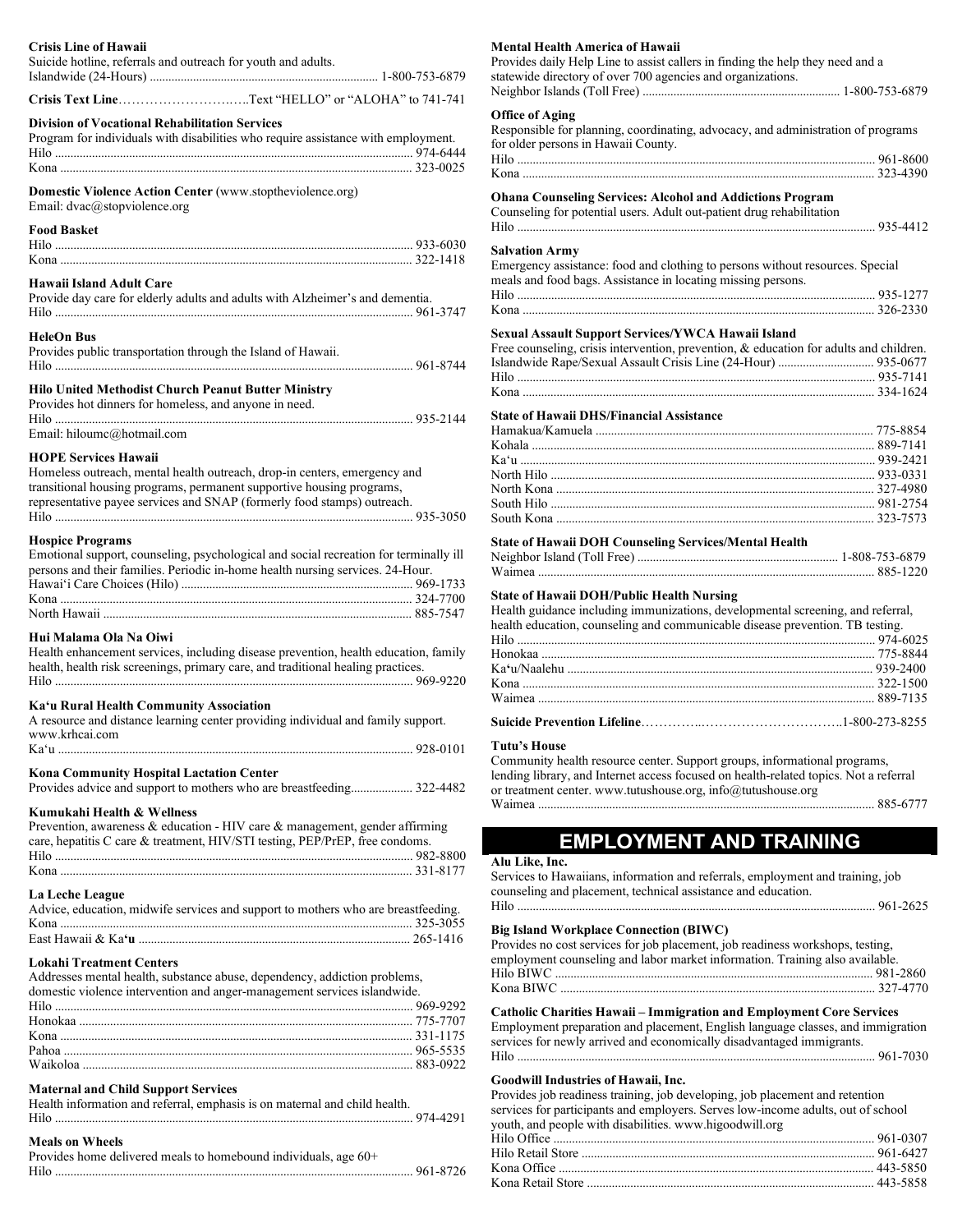**Crisis Line of Hawaii**
Suicide hotline, referrals and outreach for youth and adults.
Islandwide (24-Hours) ........................................................................ 1-800-753-6879

**Crisis Text Line**………………………..Text "HELLO" or "ALOHA" to 741-741

**Division of Vocational Rehabilitation Services**
Program for individuals with disabilities who require assistance with employment.
Hilo .................................................................................................... 974-6444
Kona .................................................................................................. 323-0025

**Domestic Violence Action Center** (www.stoptheviolence.org)
Email: dvac@stopviolence.org

**Food Basket**
Hilo .................................................................................................... 933-6030
Kona .................................................................................................. 322-1418

**Hawaii Island Adult Care**
Provide day care for elderly adults and adults with Alzheimer's and dementia.
Hilo .................................................................................................... 961-3747

**HeleOn Bus**
Provides public transportation through the Island of Hawaii.
Hilo .................................................................................................... 961-8744

**Hilo United Methodist Church Peanut Butter Ministry**
Provides hot dinners for homeless, and anyone in need.
Hilo .................................................................................................... 935-2144
Email: hiloumc@hotmail.com

**HOPE Services Hawaii**
Homeless outreach, mental health outreach, drop-in centers, emergency and transitional housing programs, permanent supportive housing programs, representative payee services and SNAP (formerly food stamps) outreach.
Hilo .................................................................................................... 935-3050

**Hospice Programs**
Emotional support, counseling, psychological and social recreation for terminally ill persons and their families. Periodic in-home health nursing services. 24-Hour.
Hawai'i Care Choices (Hilo) ............................................................ 969-1733
Kona .................................................................................................. 324-7700
North Hawaii ..................................................................................... 885-7547

**Hui Malama Ola Na Oiwi**
Health enhancement services, including disease prevention, health education, family health, health risk screenings, primary care, and traditional healing practices.
Hilo .................................................................................................... 969-9220

**Ka'u Rural Health Community Association**
A resource and distance learning center providing individual and family support.
www.krhcai.com
Ka'u ................................................................................................... 928-0101

**Kona Community Hospital Lactation Center**
Provides advice and support to mothers who are breastfeeding.................... 322-4482

**Kumukahi Health & Wellness**
Prevention, awareness & education - HIV care & management, gender affirming care, hepatitis C care & treatment, HIV/STI testing, PEP/PrEP, free condoms.
Hilo .................................................................................................... 982-8800
Kona .................................................................................................. 331-8177

**La Leche League**
Advice, education, midwife services and support to mothers who are breastfeeding.
Kona .................................................................................................. 325-3055
East Hawaii & Ka'u .......................................................................... 265-1416

**Lokahi Treatment Centers**
Addresses mental health, substance abuse, dependency, addiction problems, domestic violence intervention and anger-management services islandwide.
Hilo .................................................................................................... 969-9292
Honokaa ............................................................................................ 775-7707
Kona .................................................................................................. 331-1175
Pahoa ................................................................................................. 965-5535
Waikoloa ........................................................................................... 883-0922

**Maternal and Child Support Services**
Health information and referral, emphasis is on maternal and child health.
Hilo .................................................................................................... 974-4291

**Meals on Wheels**
Provides home delivered meals to homebound individuals, age 60+
Hilo .................................................................................................... 961-8726

**Mental Health America of Hawaii**
Provides daily Help Line to assist callers in finding the help they need and a statewide directory of over 700 agencies and organizations.
Neighbor Islands (Toll Free) ............................................................... 1-800-753-6879

**Office of Aging**
Responsible for planning, coordinating, advocacy, and administration of programs for older persons in Hawaii County.
Hilo .................................................................................................... 961-8600
Kona .................................................................................................. 323-4390

**Ohana Counseling Services: Alcohol and Addictions Program**
Counseling for potential users. Adult out-patient drug rehabilitation
Hilo .................................................................................................... 935-4412

**Salvation Army**
Emergency assistance: food and clothing to persons without resources. Special meals and food bags. Assistance in locating missing persons.
Hilo .................................................................................................... 935-1277
Kona .................................................................................................. 326-2330

**Sexual Assault Support Services/YWCA Hawaii Island**
Free counseling, crisis intervention, prevention, & education for adults and children.
Islandwide Rape/Sexual Assault Crisis Line (24-Hour) .............................. 935-0677
Hilo .................................................................................................... 935-7141
Kona .................................................................................................. 334-1624

**State of Hawaii DHS/Financial Assistance**
Hamakua/Kamuela ............................................................................ 775-8854
Kohala ............................................................................................... 889-7141
Ka'u ................................................................................................... 939-2421
North Hilo .......................................................................................... 933-0331
North Kona ........................................................................................ 327-4980
South Hilo ......................................................................................... 981-2754
South Kona ........................................................................................ 323-7573

**State of Hawaii DOH Counseling Services/Mental Health**
Neighbor Island (Toll Free) ................................................................. 1-808-753-6879
Waimea .............................................................................................. 885-1220

**State of Hawaii DOH/Public Health Nursing**
Health guidance including immunizations, developmental screening, and referral, health education, counseling and communicable disease prevention. TB testing.
Hilo .................................................................................................... 974-6025
Honokaa ............................................................................................ 775-8844
Ka'u/Naalehu ..................................................................................... 939-2400
Kona .................................................................................................. 322-1500
Waimea .............................................................................................. 889-7135

**Suicide Prevention Lifeline**………….…………………………..1-800-273-8255

**Tutu's House**
Community health resource center. Support groups, informational programs, lending library, and Internet access focused on health-related topics. Not a referral or treatment center. www.tutushouse.org, info@tutushouse.org
Waimea .............................................................................................. 885-6777

## EMPLOYMENT AND TRAINING

**Alu Like, Inc.**
Services to Hawaiians, information and referrals, employment and training, job counseling and placement, technical assistance and education.
Hilo .................................................................................................... 961-2625

**Big Island Workplace Connection (BIWC)**
Provides no cost services for job placement, job readiness workshops, testing, employment counseling and labor market information. Training also available.
Hilo BIWC ......................................................................................... 981-2860
Kona BIWC ....................................................................................... 327-4770

**Catholic Charities Hawaii – Immigration and Employment Core Services**
Employment preparation and placement, English language classes, and immigration services for newly arrived and economically disadvantaged immigrants.
Hilo .................................................................................................... 961-7030

**Goodwill Industries of Hawaii, Inc.**
Provides job readiness training, job developing, job placement and retention services for participants and employers. Serves low-income adults, out of school youth, and people with disabilities. www.higoodwill.org
Hilo Office ......................................................................................... 961-0307
Hilo Retail Store ................................................................................ 961-6427
Kona Office ....................................................................................... 443-5850
Kona Retail Store .............................................................................. 443-5858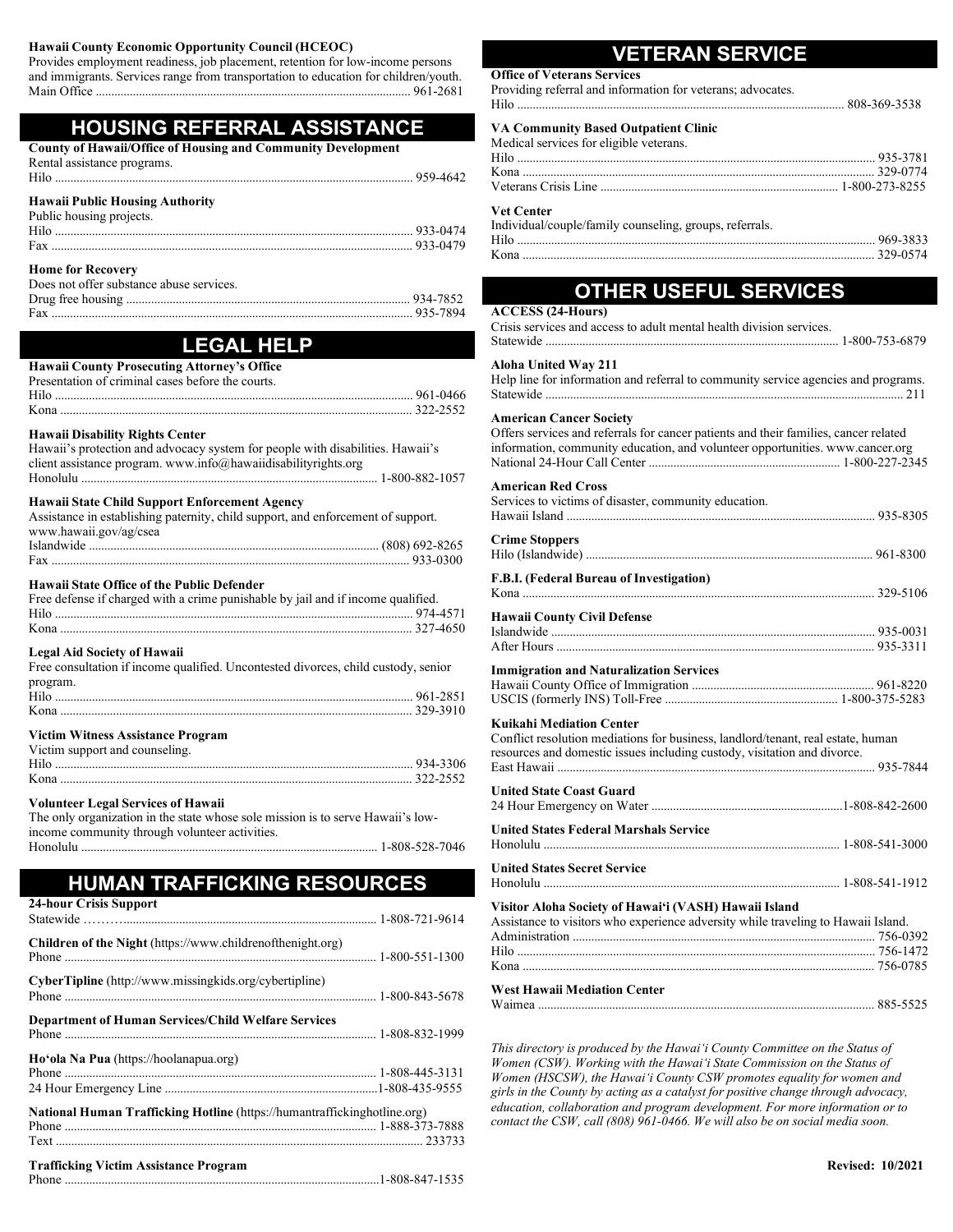**Hawaii County Economic Opportunity Council (HCEOC)**
Provides employment readiness, job placement, retention for low-income persons and immigrants. Services range from transportation to education for children/youth.
Main Office .................................................................................................... 961-2681

## HOUSING REFERRAL ASSISTANCE

**County of Hawaii/Office of Housing and Community Development**
Rental assistance programs.
Hilo .................................................................................................................. 959-4642

**Hawaii Public Housing Authority**
Public housing projects.
Hilo .................................................................................................................. 933-0474
Fax .................................................................................................................. 933-0479

**Home for Recovery**
Does not offer substance abuse services.
Drug free housing .......................................................................................... 934-7852
Fax .................................................................................................................. 935-7894

## LEGAL HELP

**Hawaii County Prosecuting Attorney's Office**
Presentation of criminal cases before the courts.
Hilo .................................................................................................................. 961-0466
Kona ................................................................................................................ 322-2552

**Hawaii Disability Rights Center**
Hawaii's protection and advocacy system for people with disabilities. Hawaii's client assistance program. www.info@hawaiidisabilityrights.org
Honolulu ............................................................................................... 1-800-882-1057

**Hawaii State Child Support Enforcement Agency**
Assistance in establishing paternity, child support, and enforcement of support. www.hawaii.gov/ag/csea
Islandwide ............................................................................................ (808) 692-8265
Fax .................................................................................................................. 933-0300

**Hawaii State Office of the Public Defender**
Free defense if charged with a crime punishable by jail and if income qualified.
Hilo .................................................................................................................. 974-4571
Kona ................................................................................................................ 327-4650

**Legal Aid Society of Hawaii**
Free consultation if income qualified. Uncontested divorces, child custody, senior program.
Hilo .................................................................................................................. 961-2851
Kona ................................................................................................................ 329-3910

**Victim Witness Assistance Program**
Victim support and counseling.
Hilo .................................................................................................................. 934-3306
Kona ................................................................................................................ 322-2552

**Volunteer Legal Services of Hawaii**
The only organization in the state whose sole mission is to serve Hawaii's low-income community through volunteer activities.
Honolulu .............................................................................................. 1-808-528-7046

## HUMAN TRAFFICKING RESOURCES

**24-hour Crisis Support**
Statewide ……….......................................................................... 1-808-721-9614

**Children of the Night** (https://www.childrenofthenight.org)
Phone ................................................................................................... 1-800-551-1300

**CyberTipline** (http://www.missingkids.org/cybertipline)
Phone ................................................................................................... 1-800-843-5678

**Department of Human Services/Child Welfare Services**
Phone ................................................................................................... 1-808-832-1999

**Ho'ola Na Pua** (https://hoolanapua.org)
Phone ................................................................................................... 1-808-445-3131
24 Hour Emergency Line ....................................................................1-808-435-9555

**National Human Trafficking Hotline** (https://humantraffickinghotline.org)
Phone ................................................................................................... 1-888-373-7888
Text ..................................................................................................................... 233733

**Trafficking Victim Assistance Program**
Phone ....................................................................................................1-808-847-1535

## VETERAN SERVICE

**Office of Veterans Services**
Providing referral and information for veterans; advocates.
Hilo ........................................................................................................ 808-369-3538

**VA Community Based Outpatient Clinic**
Medical services for eligible veterans.
Hilo .................................................................................................................. 935-3781
Kona ................................................................................................................ 329-0774
Veterans Crisis Line ........................................................................... 1-800-273-8255

**Vet Center**
Individual/couple/family counseling, groups, referrals.
Hilo .................................................................................................................. 969-3833
Kona ................................................................................................................ 329-0574

## OTHER USEFUL SERVICES

**ACCESS (24-Hours)**
Crisis services and access to adult mental health division services.
Statewide ............................................................................................. 1-800-753-6879

**Aloha United Way 211**
Help line for information and referral to community service agencies and programs.
Statewide .................................................................................................................. 211

**American Cancer Society**
Offers services and referrals for cancer patients and their families, cancer related information, community education, and volunteer opportunities. www.cancer.org
National 24-Hour Call Center ............................................................. 1-800-227-2345

**American Red Cross**
Services to victims of disaster, community education.
Hawaii Island .................................................................................................. 935-8305

**Crime Stoppers**
Hilo (Islandwide) ............................................................................................ 961-8300

**F.B.I. (Federal Bureau of Investigation)**
Kona ................................................................................................................ 329-5106

**Hawaii County Civil Defense**
Islandwide ....................................................................................................... 935-0031
After Hours ..................................................................................................... 935-3311

**Immigration and Naturalization Services**
Hawaii County Office of Immigration .......................................................... 961-8220
USCIS (formerly INS) Toll-Free ....................................................... 1-800-375-5283

**Kuikahi Mediation Center**
Conflict resolution mediations for business, landlord/tenant, real estate, human resources and domestic issues including custody, visitation and divorce.
East Hawaii ..................................................................................................... 935-7844

**United State Coast Guard**
24 Hour Emergency on Water .............................................................1-808-842-2600

**United States Federal Marshals Service**
Honolulu .............................................................................................. 1-808-541-3000

**United States Secret Service**
Honolulu .............................................................................................. 1-808-541-1912

**Visitor Aloha Society of Hawai'i (VASH) Hawaii Island**
Assistance to visitors who experience adversity while traveling to Hawaii Island.
Administration ................................................................................................ 756-0392
Hilo .................................................................................................................. 756-1472
Kona ................................................................................................................ 756-0785

**West Hawaii Mediation Center**
Waimea ........................................................................................................... 885-5525

*This directory is produced by the Hawai'i County Committee on the Status of Women (CSW). Working with the Hawai'i State Commission on the Status of Women (HSCSW), the Hawai'i County CSW promotes equality for women and girls in the County by acting as a catalyst for positive change through advocacy, education, collaboration and program development. For more information or to contact the CSW, call (808) 961-0466. We will also be on social media soon.*

**Revised: 10/2021**